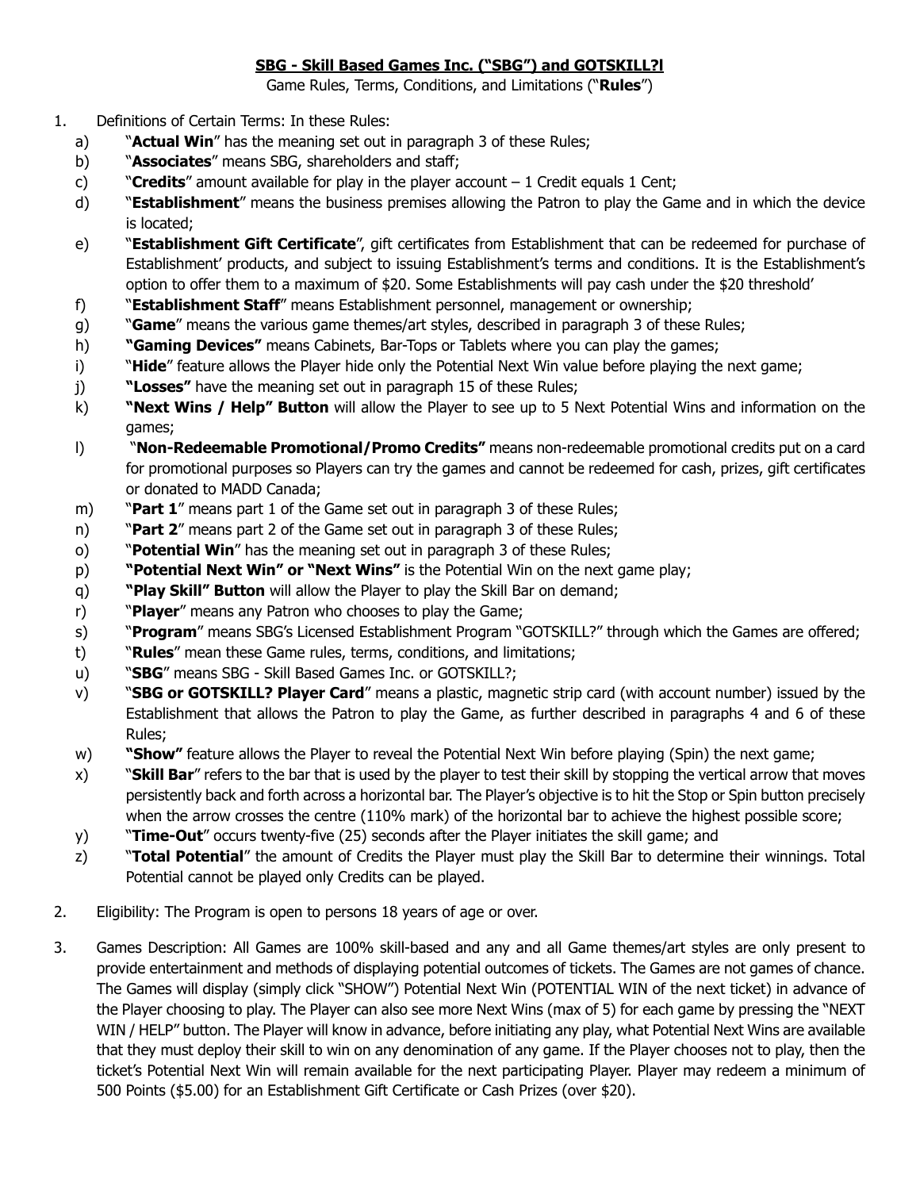**SBG - Skill Based Games Inc. ("SBG") and GOTSKILL?l**

Game Rules, Terms, Conditions, and Limitations ("**Rules**")

1. Definitions of Certain Terms: In these Rules:
   a) "**Actual Win**" has the meaning set out in paragraph 3 of these Rules;
   b) "**Associates**" means SBG, shareholders and staff;
   c) "**Credits**" amount available for play in the player account – 1 Credit equals 1 Cent;
   d) "**Establishment**" means the business premises allowing the Patron to play the Game and in which the device is located;
   e) "**Establishment Gift Certificate**", gift certificates from Establishment that can be redeemed for purchase of Establishment' products, and subject to issuing Establishment's terms and conditions. It is the Establishment's option to offer them to a maximum of $20. Some Establishments will pay cash under the $20 threshold'
   f) "**Establishment Staff**" means Establishment personnel, management or ownership;
   g) "**Game**" means the various game themes/art styles, described in paragraph 3 of these Rules;
   h) **"Gaming Devices"** means Cabinets, Bar-Tops or Tablets where you can play the games;
   i) "**Hide**" feature allows the Player hide only the Potential Next Win value before playing the next game;
   j) **"Losses"** have the meaning set out in paragraph 15 of these Rules;
   k) **"Next Wins / Help" Button** will allow the Player to see up to 5 Next Potential Wins and information on the games;
   l) "**Non-Redeemable Promotional/Promo Credits"** means non-redeemable promotional credits put on a card for promotional purposes so Players can try the games and cannot be redeemed for cash, prizes, gift certificates or donated to MADD Canada;
   m) "**Part 1**" means part 1 of the Game set out in paragraph 3 of these Rules;
   n) "**Part 2**" means part 2 of the Game set out in paragraph 3 of these Rules;
   o) "**Potential Win**" has the meaning set out in paragraph 3 of these Rules;
   p) **"Potential Next Win" or "Next Wins"** is the Potential Win on the next game play;
   q) **"Play Skill" Button** will allow the Player to play the Skill Bar on demand;
   r) "**Player**" means any Patron who chooses to play the Game;
   s) "**Program**" means SBG's Licensed Establishment Program "GOTSKILL?" through which the Games are offered;
   t) "**Rules**" mean these Game rules, terms, conditions, and limitations;
   u) "**SBG**" means SBG - Skill Based Games Inc. or GOTSKILL?;
   v) "**SBG or GOTSKILL? Player Card**" means a plastic, magnetic strip card (with account number) issued by the Establishment that allows the Patron to play the Game, as further described in paragraphs 4 and 6 of these Rules;
   w) **"Show"** feature allows the Player to reveal the Potential Next Win before playing (Spin) the next game;
   x) "**Skill Bar**" refers to the bar that is used by the player to test their skill by stopping the vertical arrow that moves persistently back and forth across a horizontal bar. The Player's objective is to hit the Stop or Spin button precisely when the arrow crosses the centre (110% mark) of the horizontal bar to achieve the highest possible score;
   y) "**Time-Out**" occurs twenty-five (25) seconds after the Player initiates the skill game; and
   z) "**Total Potential**" the amount of Credits the Player must play the Skill Bar to determine their winnings. Total Potential cannot be played only Credits can be played.

2. Eligibility: The Program is open to persons 18 years of age or over.

3. Games Description: All Games are 100% skill-based and any and all Game themes/art styles are only present to provide entertainment and methods of displaying potential outcomes of tickets. The Games are not games of chance. The Games will display (simply click "SHOW") Potential Next Win (POTENTIAL WIN of the next ticket) in advance of the Player choosing to play. The Player can also see more Next Wins (max of 5) for each game by pressing the "NEXT WIN / HELP" button. The Player will know in advance, before initiating any play, what Potential Next Wins are available that they must deploy their skill to win on any denomination of any game. If the Player chooses not to play, then the ticket's Potential Next Win will remain available for the next participating Player. Player may redeem a minimum of 500 Points ($5.00) for an Establishment Gift Certificate or Cash Prizes (over $20).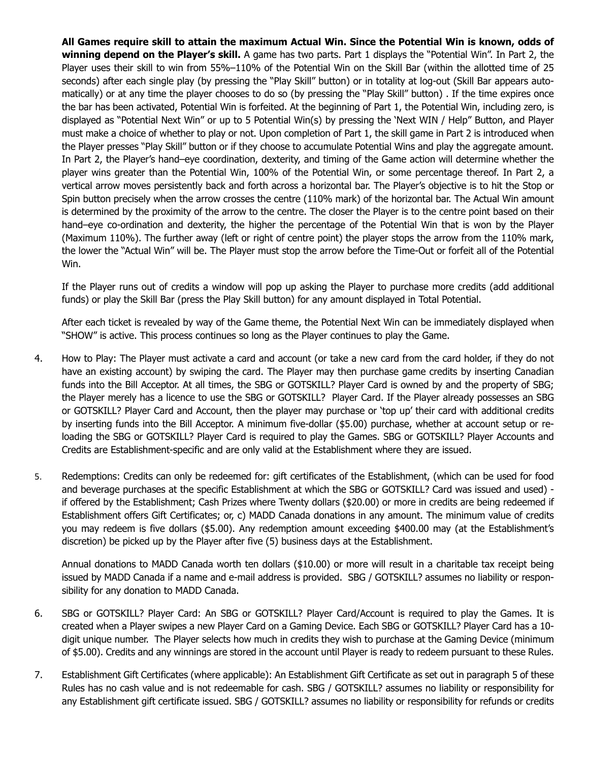**All Games require skill to attain the maximum Actual Win. Since the Potential Win is known, odds of winning depend on the Player's skill.** A game has two parts. Part 1 displays the "Potential Win". In Part 2, the Player uses their skill to win from 55%–110% of the Potential Win on the Skill Bar (within the allotted time of 25 seconds) after each single play (by pressing the "Play Skill" button) or in totality at log-out (Skill Bar appears automatically) or at any time the player chooses to do so (by pressing the "Play Skill" button) . If the time expires once the bar has been activated, Potential Win is forfeited. At the beginning of Part 1, the Potential Win, including zero, is displayed as "Potential Next Win" or up to 5 Potential Win(s) by pressing the 'Next WIN / Help" Button, and Player must make a choice of whether to play or not. Upon completion of Part 1, the skill game in Part 2 is introduced when the Player presses "Play Skill" button or if they choose to accumulate Potential Wins and play the aggregate amount. In Part 2, the Player's hand–eye coordination, dexterity, and timing of the Game action will determine whether the player wins greater than the Potential Win, 100% of the Potential Win, or some percentage thereof. In Part 2, a vertical arrow moves persistently back and forth across a horizontal bar. The Player's objective is to hit the Stop or Spin button precisely when the arrow crosses the centre (110% mark) of the horizontal bar. The Actual Win amount is determined by the proximity of the arrow to the centre. The closer the Player is to the centre point based on their hand–eye co-ordination and dexterity, the higher the percentage of the Potential Win that is won by the Player (Maximum 110%). The further away (left or right of centre point) the player stops the arrow from the 110% mark, the lower the "Actual Win" will be. The Player must stop the arrow before the Time-Out or forfeit all of the Potential Win.

If the Player runs out of credits a window will pop up asking the Player to purchase more credits (add additional funds) or play the Skill Bar (press the Play Skill button) for any amount displayed in Total Potential.

After each ticket is revealed by way of the Game theme, the Potential Next Win can be immediately displayed when "SHOW" is active. This process continues so long as the Player continues to play the Game.

4. How to Play: The Player must activate a card and account (or take a new card from the card holder, if they do not have an existing account) by swiping the card. The Player may then purchase game credits by inserting Canadian funds into the Bill Acceptor. At all times, the SBG or GOTSKILL? Player Card is owned by and the property of SBG; the Player merely has a licence to use the SBG or GOTSKILL? Player Card. If the Player already possesses an SBG or GOTSKILL? Player Card and Account, then the player may purchase or 'top up' their card with additional credits by inserting funds into the Bill Acceptor. A minimum five-dollar ($5.00) purchase, whether at account setup or reloading the SBG or GOTSKILL? Player Card is required to play the Games. SBG or GOTSKILL? Player Accounts and Credits are Establishment-specific and are only valid at the Establishment where they are issued.

5. Redemptions: Credits can only be redeemed for: gift certificates of the Establishment, (which can be used for food and beverage purchases at the specific Establishment at which the SBG or GOTSKILL? Card was issued and used) - if offered by the Establishment; Cash Prizes where Twenty dollars ($20.00) or more in credits are being redeemed if Establishment offers Gift Certificates; or, c) MADD Canada donations in any amount. The minimum value of credits you may redeem is five dollars ($5.00). Any redemption amount exceeding $400.00 may (at the Establishment's discretion) be picked up by the Player after five (5) business days at the Establishment.

   Annual donations to MADD Canada worth ten dollars ($10.00) or more will result in a charitable tax receipt being issued by MADD Canada if a name and e-mail address is provided. SBG / GOTSKILL? assumes no liability or responsibility for any donation to MADD Canada.

6. SBG or GOTSKILL? Player Card: An SBG or GOTSKILL? Player Card/Account is required to play the Games. It is created when a Player swipes a new Player Card on a Gaming Device. Each SBG or GOTSKILL? Player Card has a 10-digit unique number. The Player selects how much in credits they wish to purchase at the Gaming Device (minimum of $5.00). Credits and any winnings are stored in the account until Player is ready to redeem pursuant to these Rules.

7. Establishment Gift Certificates (where applicable): An Establishment Gift Certificate as set out in paragraph 5 of these Rules has no cash value and is not redeemable for cash. SBG / GOTSKILL? assumes no liability or responsibility for any Establishment gift certificate issued. SBG / GOTSKILL? assumes no liability or responsibility for refunds or credits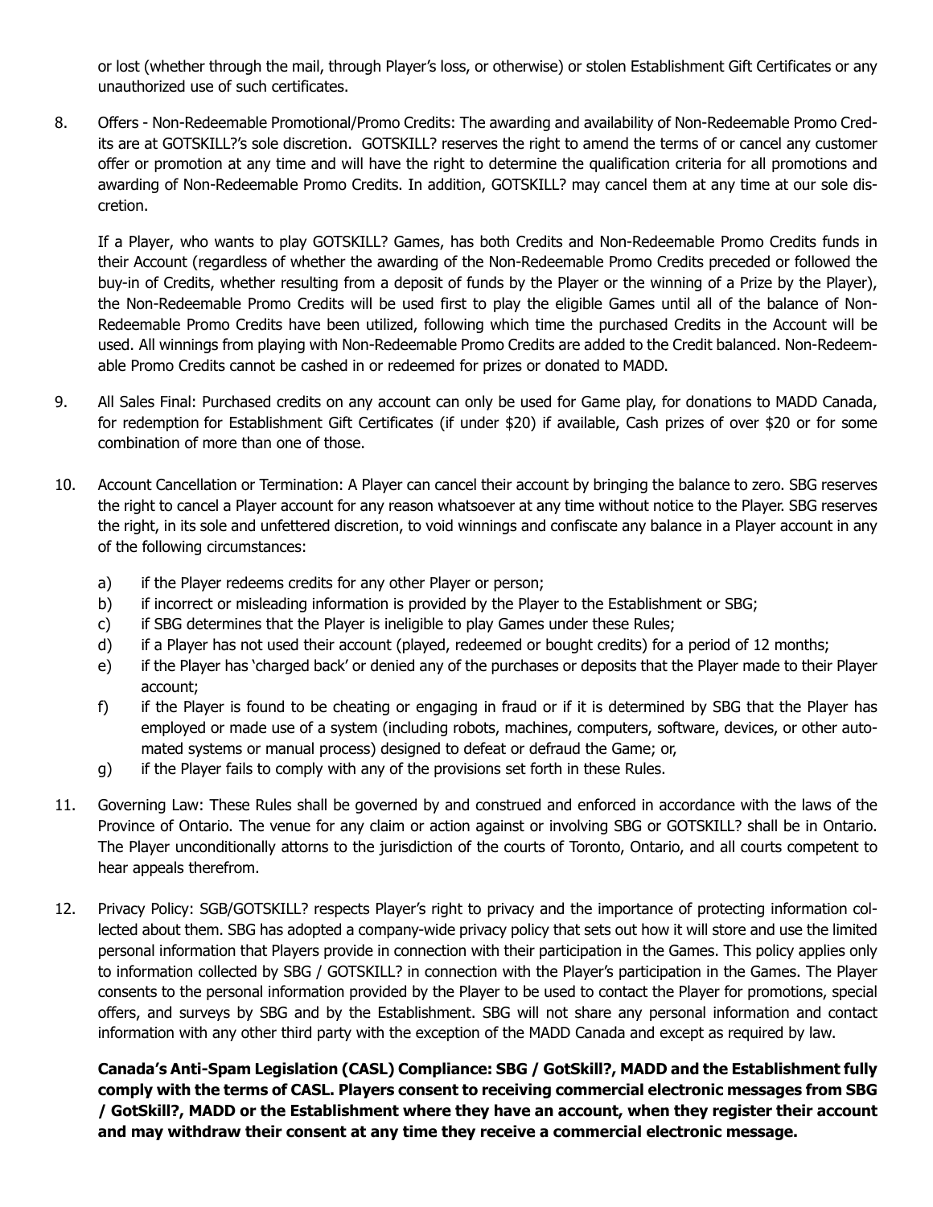or lost (whether through the mail, through Player's loss, or otherwise) or stolen Establishment Gift Certificates or any unauthorized use of such certificates.

8. Offers - Non-Redeemable Promotional/Promo Credits: The awarding and availability of Non-Redeemable Promo Credits are at GOTSKILL?'s sole discretion. GOTSKILL? reserves the right to amend the terms of or cancel any customer offer or promotion at any time and will have the right to determine the qualification criteria for all promotions and awarding of Non-Redeemable Promo Credits. In addition, GOTSKILL? may cancel them at any time at our sole discretion.

   If a Player, who wants to play GOTSKILL? Games, has both Credits and Non-Redeemable Promo Credits funds in their Account (regardless of whether the awarding of the Non-Redeemable Promo Credits preceded or followed the buy-in of Credits, whether resulting from a deposit of funds by the Player or the winning of a Prize by the Player), the Non-Redeemable Promo Credits will be used first to play the eligible Games until all of the balance of Non-Redeemable Promo Credits have been utilized, following which time the purchased Credits in the Account will be used. All winnings from playing with Non-Redeemable Promo Credits are added to the Credit balanced. Non-Redeemable Promo Credits cannot be cashed in or redeemed for prizes or donated to MADD.

9. All Sales Final: Purchased credits on any account can only be used for Game play, for donations to MADD Canada, for redemption for Establishment Gift Certificates (if under $20) if available, Cash prizes of over $20 or for some combination of more than one of those.

10. Account Cancellation or Termination: A Player can cancel their account by bringing the balance to zero. SBG reserves the right to cancel a Player account for any reason whatsoever at any time without notice to the Player. SBG reserves the right, in its sole and unfettered discretion, to void winnings and confiscate any balance in a Player account in any of the following circumstances:

    a) if the Player redeems credits for any other Player or person;
    b) if incorrect or misleading information is provided by the Player to the Establishment or SBG;
    c) if SBG determines that the Player is ineligible to play Games under these Rules;
    d) if a Player has not used their account (played, redeemed or bought credits) for a period of 12 months;
    e) if the Player has 'charged back' or denied any of the purchases or deposits that the Player made to their Player account;
    f) if the Player is found to be cheating or engaging in fraud or if it is determined by SBG that the Player has employed or made use of a system (including robots, machines, computers, software, devices, or other automated systems or manual process) designed to defeat or defraud the Game; or,
    g) if the Player fails to comply with any of the provisions set forth in these Rules.

11. Governing Law: These Rules shall be governed by and construed and enforced in accordance with the laws of the Province of Ontario. The venue for any claim or action against or involving SBG or GOTSKILL? shall be in Ontario. The Player unconditionally attorns to the jurisdiction of the courts of Toronto, Ontario, and all courts competent to hear appeals therefrom.

12. Privacy Policy: SGB/GOTSKILL? respects Player's right to privacy and the importance of protecting information collected about them. SBG has adopted a company-wide privacy policy that sets out how it will store and use the limited personal information that Players provide in connection with their participation in the Games. This policy applies only to information collected by SBG / GOTSKILL? in connection with the Player's participation in the Games. The Player consents to the personal information provided by the Player to be used to contact the Player for promotions, special offers, and surveys by SBG and by the Establishment. SBG will not share any personal information and contact information with any other third party with the exception of the MADD Canada and except as required by law.

    **Canada's Anti-Spam Legislation (CASL) Compliance: SBG / GotSkill?, MADD and the Establishment fully comply with the terms of CASL. Players consent to receiving commercial electronic messages from SBG / GotSkill?, MADD or the Establishment where they have an account, when they register their account and may withdraw their consent at any time they receive a commercial electronic message.**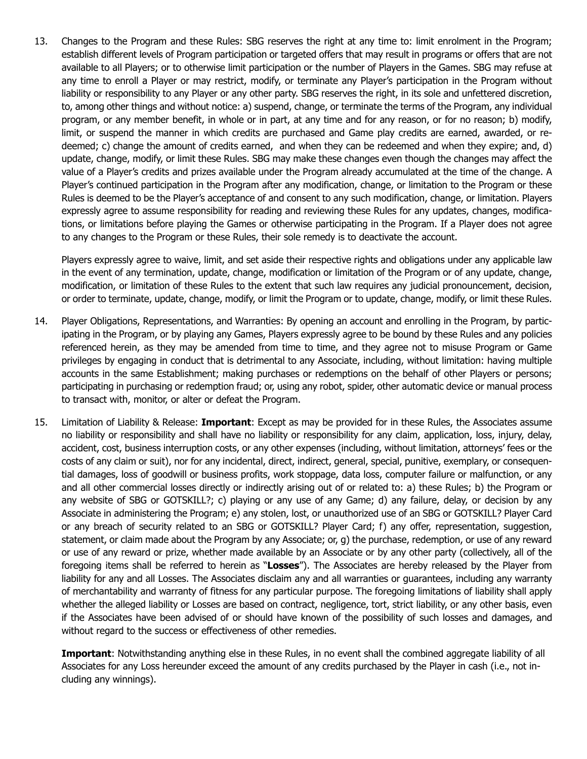13. Changes to the Program and these Rules: SBG reserves the right at any time to: limit enrolment in the Program; establish different levels of Program participation or targeted offers that may result in programs or offers that are not available to all Players; or to otherwise limit participation or the number of Players in the Games. SBG may refuse at any time to enroll a Player or may restrict, modify, or terminate any Player's participation in the Program without liability or responsibility to any Player or any other party. SBG reserves the right, in its sole and unfettered discretion, to, among other things and without notice: a) suspend, change, or terminate the terms of the Program, any individual program, or any member benefit, in whole or in part, at any time and for any reason, or for no reason; b) modify, limit, or suspend the manner in which credits are purchased and Game play credits are earned, awarded, or redeemed; c) change the amount of credits earned, and when they can be redeemed and when they expire; and, d) update, change, modify, or limit these Rules. SBG may make these changes even though the changes may affect the value of a Player's credits and prizes available under the Program already accumulated at the time of the change. A Player's continued participation in the Program after any modification, change, or limitation to the Program or these Rules is deemed to be the Player's acceptance of and consent to any such modification, change, or limitation. Players expressly agree to assume responsibility for reading and reviewing these Rules for any updates, changes, modifications, or limitations before playing the Games or otherwise participating in the Program. If a Player does not agree to any changes to the Program or these Rules, their sole remedy is to deactivate the account.

    Players expressly agree to waive, limit, and set aside their respective rights and obligations under any applicable law in the event of any termination, update, change, modification or limitation of the Program or of any update, change, modification, or limitation of these Rules to the extent that such law requires any judicial pronouncement, decision, or order to terminate, update, change, modify, or limit the Program or to update, change, modify, or limit these Rules.

14. Player Obligations, Representations, and Warranties: By opening an account and enrolling in the Program, by participating in the Program, or by playing any Games, Players expressly agree to be bound by these Rules and any policies referenced herein, as they may be amended from time to time, and they agree not to misuse Program or Game privileges by engaging in conduct that is detrimental to any Associate, including, without limitation: having multiple accounts in the same Establishment; making purchases or redemptions on the behalf of other Players or persons; participating in purchasing or redemption fraud; or, using any robot, spider, other automatic device or manual process to transact with, monitor, or alter or defeat the Program.

15. Limitation of Liability & Release: **Important**: Except as may be provided for in these Rules, the Associates assume no liability or responsibility and shall have no liability or responsibility for any claim, application, loss, injury, delay, accident, cost, business interruption costs, or any other expenses (including, without limitation, attorneys' fees or the costs of any claim or suit), nor for any incidental, direct, indirect, general, special, punitive, exemplary, or consequential damages, loss of goodwill or business profits, work stoppage, data loss, computer failure or malfunction, or any and all other commercial losses directly or indirectly arising out of or related to: a) these Rules; b) the Program or any website of SBG or GOTSKILL?; c) playing or any use of any Game; d) any failure, delay, or decision by any Associate in administering the Program; e) any stolen, lost, or unauthorized use of an SBG or GOTSKILL? Player Card or any breach of security related to an SBG or GOTSKILL? Player Card; f) any offer, representation, suggestion, statement, or claim made about the Program by any Associate; or, g) the purchase, redemption, or use of any reward or use of any reward or prize, whether made available by an Associate or by any other party (collectively, all of the foregoing items shall be referred to herein as "**Losses**"). The Associates are hereby released by the Player from liability for any and all Losses. The Associates disclaim any and all warranties or guarantees, including any warranty of merchantability and warranty of fitness for any particular purpose. The foregoing limitations of liability shall apply whether the alleged liability or Losses are based on contract, negligence, tort, strict liability, or any other basis, even if the Associates have been advised of or should have known of the possibility of such losses and damages, and without regard to the success or effectiveness of other remedies.

    **Important**: Notwithstanding anything else in these Rules, in no event shall the combined aggregate liability of all Associates for any Loss hereunder exceed the amount of any credits purchased by the Player in cash (i.e., not including any winnings).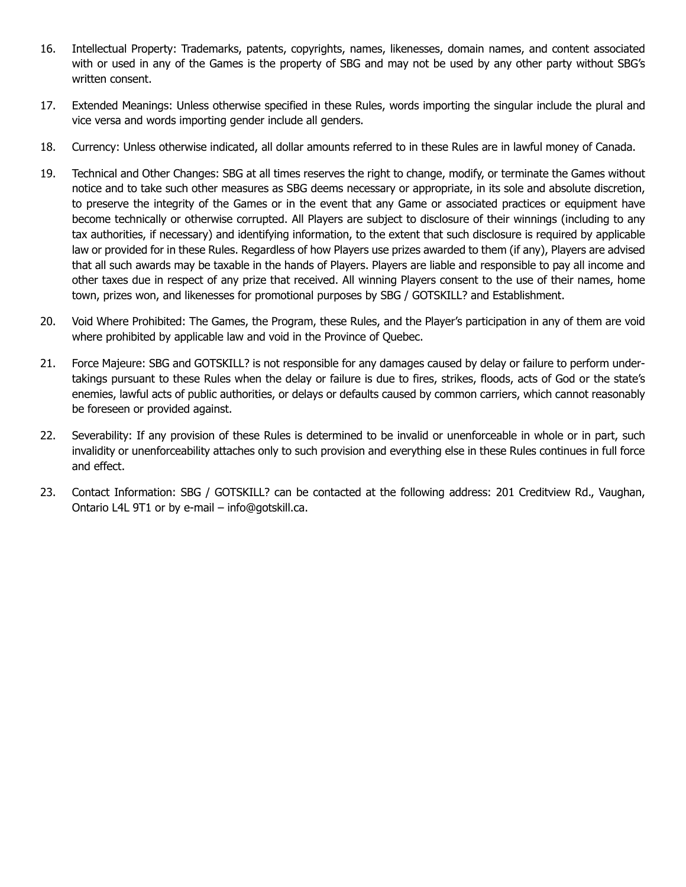16. Intellectual Property: Trademarks, patents, copyrights, names, likenesses, domain names, and content associated with or used in any of the Games is the property of SBG and may not be used by any other party without SBG's written consent.

17. Extended Meanings: Unless otherwise specified in these Rules, words importing the singular include the plural and vice versa and words importing gender include all genders.

18. Currency: Unless otherwise indicated, all dollar amounts referred to in these Rules are in lawful money of Canada.

19. Technical and Other Changes: SBG at all times reserves the right to change, modify, or terminate the Games without notice and to take such other measures as SBG deems necessary or appropriate, in its sole and absolute discretion, to preserve the integrity of the Games or in the event that any Game or associated practices or equipment have become technically or otherwise corrupted. All Players are subject to disclosure of their winnings (including to any tax authorities, if necessary) and identifying information, to the extent that such disclosure is required by applicable law or provided for in these Rules. Regardless of how Players use prizes awarded to them (if any), Players are advised that all such awards may be taxable in the hands of Players. Players are liable and responsible to pay all income and other taxes due in respect of any prize that received. All winning Players consent to the use of their names, home town, prizes won, and likenesses for promotional purposes by SBG / GOTSKILL? and Establishment.

20. Void Where Prohibited: The Games, the Program, these Rules, and the Player's participation in any of them are void where prohibited by applicable law and void in the Province of Quebec.

21. Force Majeure: SBG and GOTSKILL? is not responsible for any damages caused by delay or failure to perform undertakings pursuant to these Rules when the delay or failure is due to fires, strikes, floods, acts of God or the state's enemies, lawful acts of public authorities, or delays or defaults caused by common carriers, which cannot reasonably be foreseen or provided against.

22. Severability: If any provision of these Rules is determined to be invalid or unenforceable in whole or in part, such invalidity or unenforceability attaches only to such provision and everything else in these Rules continues in full force and effect.

23. Contact Information: SBG / GOTSKILL? can be contacted at the following address: 201 Creditview Rd., Vaughan, Ontario L4L 9T1 or by e-mail – info@gotskill.ca.